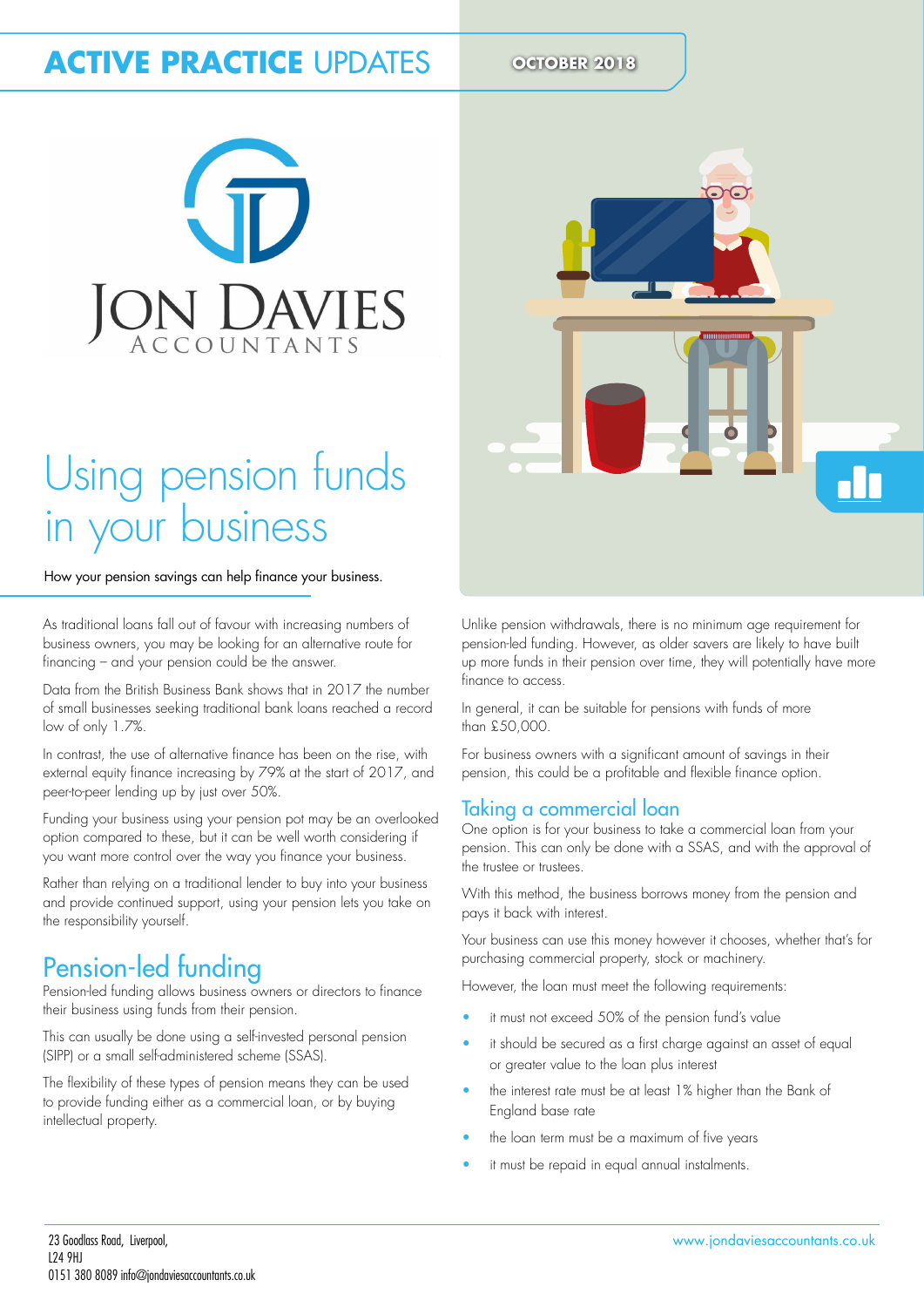**ACTIVE PRACTICE** UPDATES

OCTOBER 2018

JON DAVIES ACCOUNTANTS

# Using pension funds in your business

How your pension savings can help finance your business.

As traditional loans fall out of favour with increasing numbers of business owners, you may be looking for an alternative route for financing – and your pension could be the answer.

Data from the British Business Bank shows that in 2017 the number of small businesses seeking traditional bank loans reached a record low of only 1.7%.

In contrast, the use of alternative finance has been on the rise, with external equity finance increasing by 79% at the start of 2017, and peer-to-peer lending up by just over 50%.

Funding your business using your pension pot may be an overlooked option compared to these, but it can be well worth considering if you want more control over the way you finance your business.

Rather than relying on a traditional lender to buy into your business and provide continued support, using your pension lets you take on the responsibility yourself.

## Pension-led funding

Pension-led funding allows business owners or directors to finance their business using funds from their pension.

This can usually be done using a self-invested personal pension (SIPP) or a small self-administered scheme (SSAS).

The flexibility of these types of pension means they can be used to provide funding either as a commercial loan, or by buying intellectual property.

Unlike pension withdrawals, there is no minimum age requirement for pension-led funding. However, as older savers are likely to have built up more funds in their pension over time, they will potentially have more finance to access.

In general, it can be suitable for pensions with funds of more than £50,000.

For business owners with a significant amount of savings in their pension, this could be a profitable and flexible finance option.

## Taking a commercial loan

One option is for your business to take a commercial loan from your pension. This can only be done with a SSAS, and with the approval of the trustee or trustees.

With this method, the business borrows money from the pension and pays it back with interest.

Your business can use this money however it chooses, whether that's for purchasing commercial property, stock or machinery.

However, the loan must meet the following requirements:

- it must not exceed 50% of the pension fund's value
- it should be secured as a first charge against an asset of equal or greater value to the loan plus interest
- the interest rate must be at least 1% higher than the Bank of England base rate
- the loan term must be a maximum of five years
- it must be repaid in equal annual instalments.

23 Goodlass Road, Liverpool,
L24 9HJ
0151 380 8089 info@jondaviesaccountants.co.uk

www.jondaviesaccountants.co.uk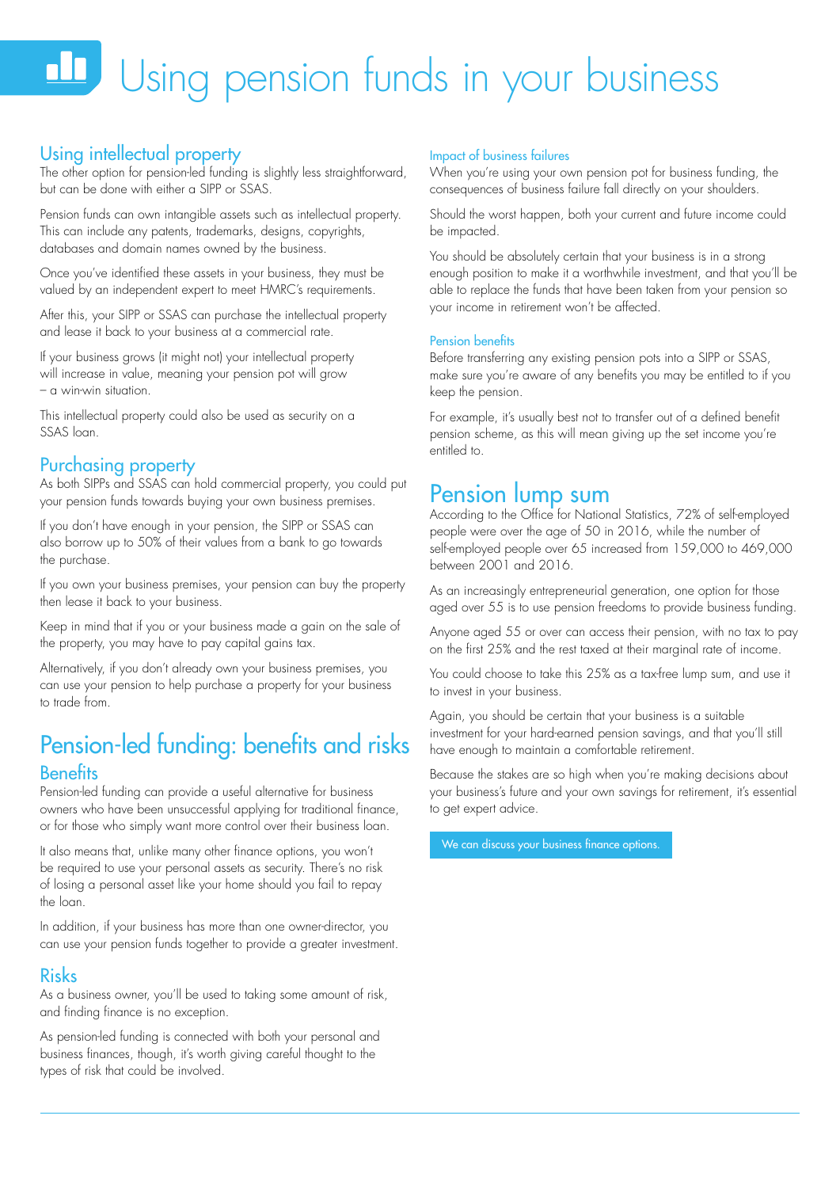# Using pension funds in your business

## Using intellectual property

The other option for pension-led funding is slightly less straightforward, but can be done with either a SIPP or SSAS.

Pension funds can own intangible assets such as intellectual property. This can include any patents, trademarks, designs, copyrights, databases and domain names owned by the business.

Once you've identified these assets in your business, they must be valued by an independent expert to meet HMRC's requirements.

After this, your SIPP or SSAS can purchase the intellectual property and lease it back to your business at a commercial rate.

If your business grows (it might not) your intellectual property will increase in value, meaning your pension pot will grow – a win-win situation.

This intellectual property could also be used as security on a SSAS loan.

## Purchasing property

As both SIPPs and SSAS can hold commercial property, you could put your pension funds towards buying your own business premises.

If you don't have enough in your pension, the SIPP or SSAS can also borrow up to 50% of their values from a bank to go towards the purchase.

If you own your business premises, your pension can buy the property then lease it back to your business.

Keep in mind that if you or your business made a gain on the sale of the property, you may have to pay capital gains tax.

Alternatively, if you don't already own your business premises, you can use your pension to help purchase a property for your business to trade from.

# Pension-led funding: benefits and risks

## Benefits

Pension-led funding can provide a useful alternative for business owners who have been unsuccessful applying for traditional finance, or for those who simply want more control over their business loan.

It also means that, unlike many other finance options, you won't be required to use your personal assets as security. There's no risk of losing a personal asset like your home should you fail to repay the loan.

In addition, if your business has more than one owner-director, you can use your pension funds together to provide a greater investment.

## Risks

As a business owner, you'll be used to taking some amount of risk, and finding finance is no exception.

As pension-led funding is connected with both your personal and business finances, though, it's worth giving careful thought to the types of risk that could be involved.

### Impact of business failures

When you're using your own pension pot for business funding, the consequences of business failure fall directly on your shoulders.

Should the worst happen, both your current and future income could be impacted.

You should be absolutely certain that your business is in a strong enough position to make it a worthwhile investment, and that you'll be able to replace the funds that have been taken from your pension so your income in retirement won't be affected.

### Pension benefits

Before transferring any existing pension pots into a SIPP or SSAS, make sure you're aware of any benefits you may be entitled to if you keep the pension.

For example, it's usually best not to transfer out of a defined benefit pension scheme, as this will mean giving up the set income you're entitled to.

# Pension lump sum

According to the Office for National Statistics, 72% of self-employed people were over the age of 50 in 2016, while the number of self-employed people over 65 increased from 159,000 to 469,000 between 2001 and 2016.

As an increasingly entrepreneurial generation, one option for those aged over 55 is to use pension freedoms to provide business funding.

Anyone aged 55 or over can access their pension, with no tax to pay on the first 25% and the rest taxed at their marginal rate of income.

You could choose to take this 25% as a tax-free lump sum, and use it to invest in your business.

Again, you should be certain that your business is a suitable investment for your hard-earned pension savings, and that you'll still have enough to maintain a comfortable retirement.

Because the stakes are so high when you're making decisions about your business's future and your own savings for retirement, it's essential to get expert advice.

We can discuss your business finance options.